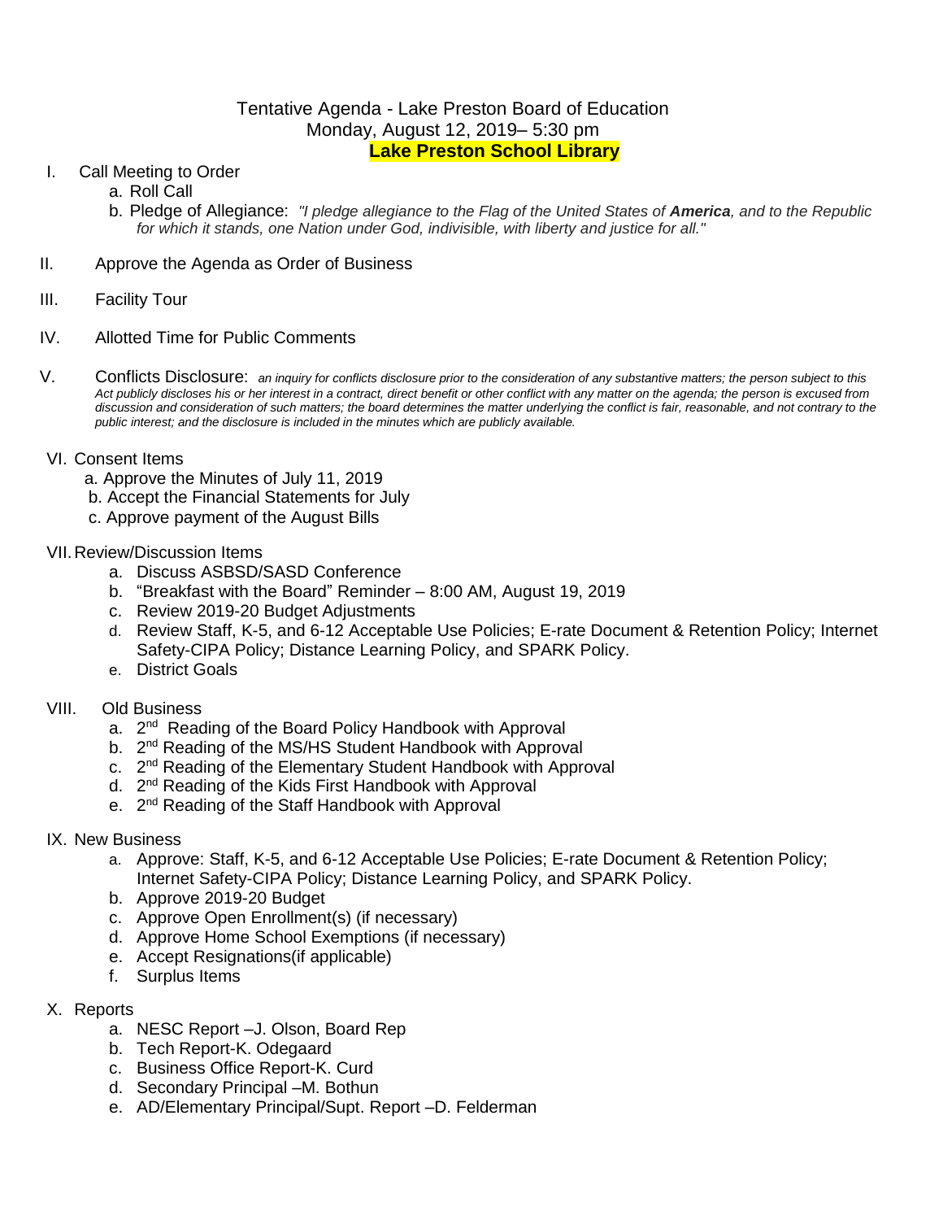# Tentative Agenda - Lake Preston Board of Education
## Monday, August 12, 2019– 5:30 pm
## **Lake Preston School Library**

I. Call Meeting to Order
   a. Roll Call
   b. Pledge of Allegiance: *"I pledge allegiance to the Flag of the United States of **America**, and to the Republic for which it stands, one Nation under God, indivisible, with liberty and justice for all."*

II. Approve the Agenda as Order of Business

III. Facility Tour

IV. Allotted Time for Public Comments

V. Conflicts Disclosure: *an inquiry for conflicts disclosure prior to the consideration of any substantive matters; the person subject to this Act publicly discloses his or her interest in a contract, direct benefit or other conflict with any matter on the agenda; the person is excused from discussion and consideration of such matters; the board determines the matter underlying the conflict is fair, reasonable, and not contrary to the public interest; and the disclosure is included in the minutes which are publicly available.*

VI. Consent Items
   a. Approve the Minutes of July 11, 2019
   b. Accept the Financial Statements for July
   c. Approve payment of the August Bills

VII. Review/Discussion Items
   a. Discuss ASBSD/SASD Conference
   b. "Breakfast with the Board" Reminder – 8:00 AM, August 19, 2019
   c. Review 2019-20 Budget Adjustments
   d. Review Staff, K-5, and 6-12 Acceptable Use Policies; E-rate Document & Retention Policy; Internet Safety-CIPA Policy; Distance Learning Policy, and SPARK Policy.
   e. District Goals

VIII. Old Business
   a. 2nd Reading of the Board Policy Handbook with Approval
   b. 2nd Reading of the MS/HS Student Handbook with Approval
   c. 2nd Reading of the Elementary Student Handbook with Approval
   d. 2nd Reading of the Kids First Handbook with Approval
   e. 2nd Reading of the Staff Handbook with Approval

IX. New Business
   a. Approve: Staff, K-5, and 6-12 Acceptable Use Policies; E-rate Document & Retention Policy; Internet Safety-CIPA Policy; Distance Learning Policy, and SPARK Policy.
   b. Approve 2019-20 Budget
   c. Approve Open Enrollment(s) (if necessary)
   d. Approve Home School Exemptions (if necessary)
   e. Accept Resignations(if applicable)
   f. Surplus Items

X. Reports
   a. NESC Report –J. Olson, Board Rep
   b. Tech Report-K. Odegaard
   c. Business Office Report-K. Curd
   d. Secondary Principal –M. Bothun
   e. AD/Elementary Principal/Supt. Report –D. Felderman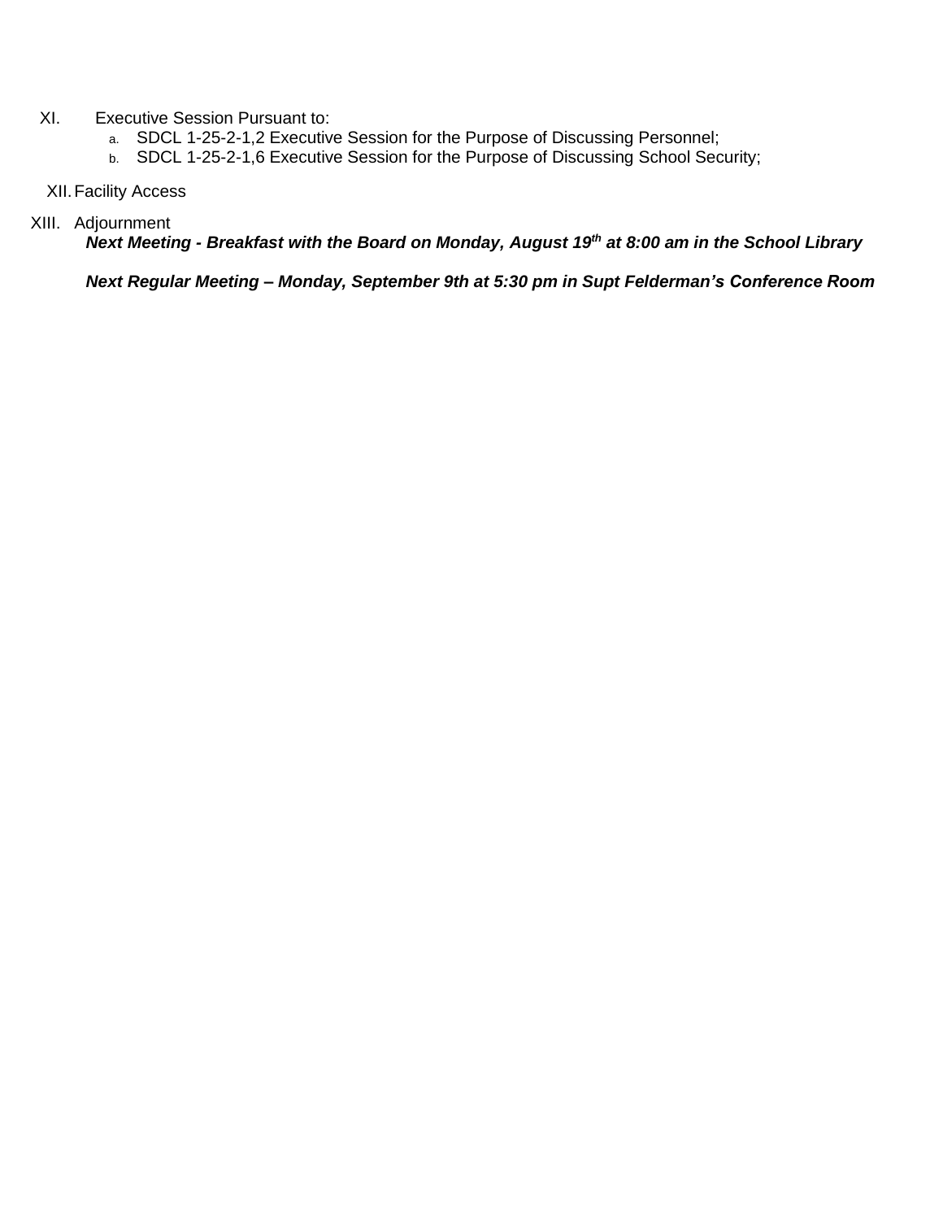XI. Executive Session Pursuant to:
  a. SDCL 1-25-2-1,2 Executive Session for the Purpose of Discussing Personnel;
  b. SDCL 1-25-2-1,6 Executive Session for the Purpose of Discussing School Security;

XII. Facility Access

XIII. Adjournment

***Next Meeting - Breakfast with the Board on Monday, August 19th at 8:00 am in the School Library***

***Next Regular Meeting – Monday, September 9th at 5:30 pm in Supt Felderman's Conference Room***